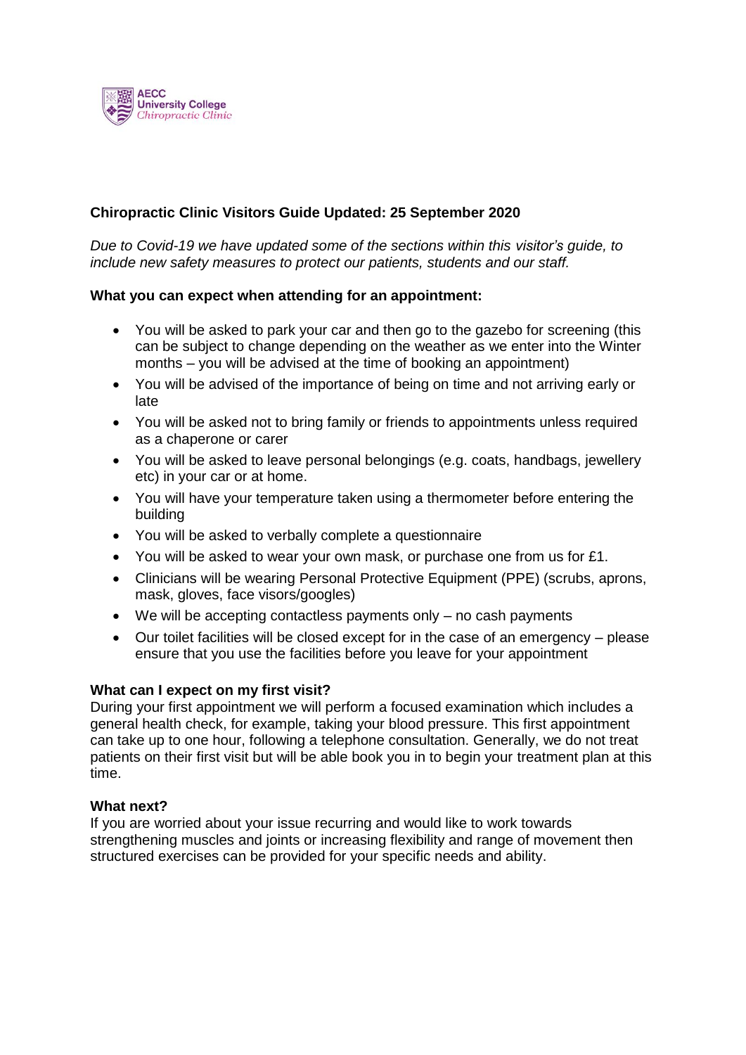AECC University College *Chiropractic Clinic*

**Chiropractic Clinic Visitors Guide Updated: 25 September 2020**

*Due to Covid-19 we have updated some of the sections within this visitor's guide, to include new safety measures to protect our patients, students and our staff.*

**What you can expect when attending for an appointment:**

- You will be asked to park your car and then go to the gazebo for screening (this can be subject to change depending on the weather as we enter into the Winter months – you will be advised at the time of booking an appointment)
- You will be advised of the importance of being on time and not arriving early or late
- You will be asked not to bring family or friends to appointments unless required as a chaperone or carer
- You will be asked to leave personal belongings (e.g. coats, handbags, jewellery etc) in your car or at home.
- You will have your temperature taken using a thermometer before entering the building
- You will be asked to verbally complete a questionnaire
- You will be asked to wear your own mask, or purchase one from us for £1.
- Clinicians will be wearing Personal Protective Equipment (PPE) (scrubs, aprons, mask, gloves, face visors/googles)
- We will be accepting contactless payments only – no cash payments
- Our toilet facilities will be closed except for in the case of an emergency – please ensure that you use the facilities before you leave for your appointment

**What can I expect on my first visit?**

During your first appointment we will perform a focused examination which includes a general health check, for example, taking your blood pressure. This first appointment can take up to one hour, following a telephone consultation. Generally, we do not treat patients on their first visit but will be able book you in to begin your treatment plan at this time.

**What next?**

If you are worried about your issue recurring and would like to work towards strengthening muscles and joints or increasing flexibility and range of movement then structured exercises can be provided for your specific needs and ability.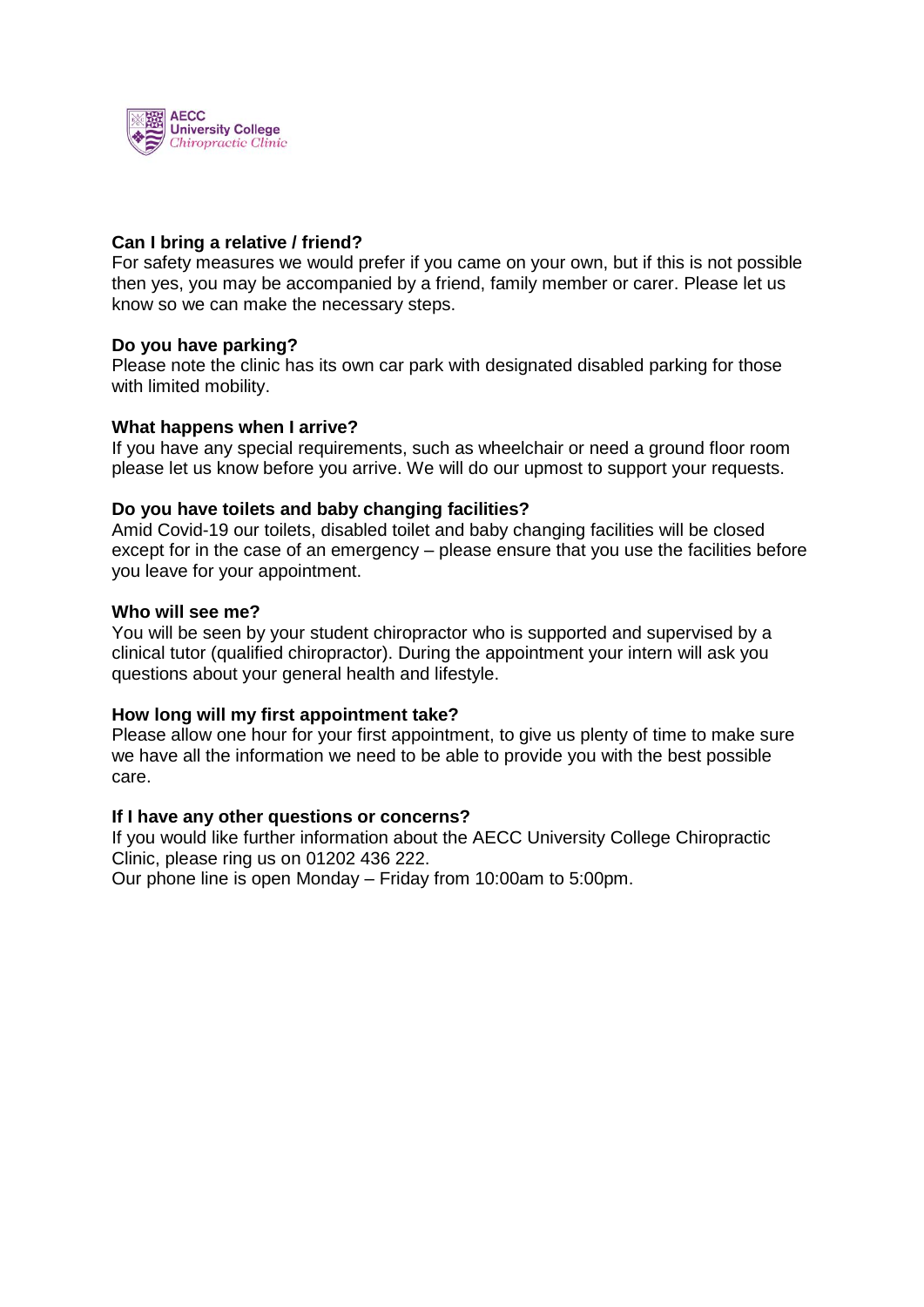### Can I bring a relative / friend?

For safety measures we would prefer if you came on your own, but if this is not possible then yes, you may be accompanied by a friend, family member or carer. Please let us know so we can make the necessary steps.

### Do you have parking?

Please note the clinic has its own car park with designated disabled parking for those with limited mobility.

### What happens when I arrive?

If you have any special requirements, such as wheelchair or need a ground floor room please let us know before you arrive. We will do our upmost to support your requests.

### Do you have toilets and baby changing facilities?

Amid Covid-19 our toilets, disabled toilet and baby changing facilities will be closed except for in the case of an emergency – please ensure that you use the facilities before you leave for your appointment.

### Who will see me?

You will be seen by your student chiropractor who is supported and supervised by a clinical tutor (qualified chiropractor). During the appointment your intern will ask you questions about your general health and lifestyle.

### How long will my first appointment take?

Please allow one hour for your first appointment, to give us plenty of time to make sure we have all the information we need to be able to provide you with the best possible care.

### If I have any other questions or concerns?

If you would like further information about the AECC University College Chiropractic Clinic, please ring us on 01202 436 222.
Our phone line is open Monday – Friday from 10:00am to 5:00pm.